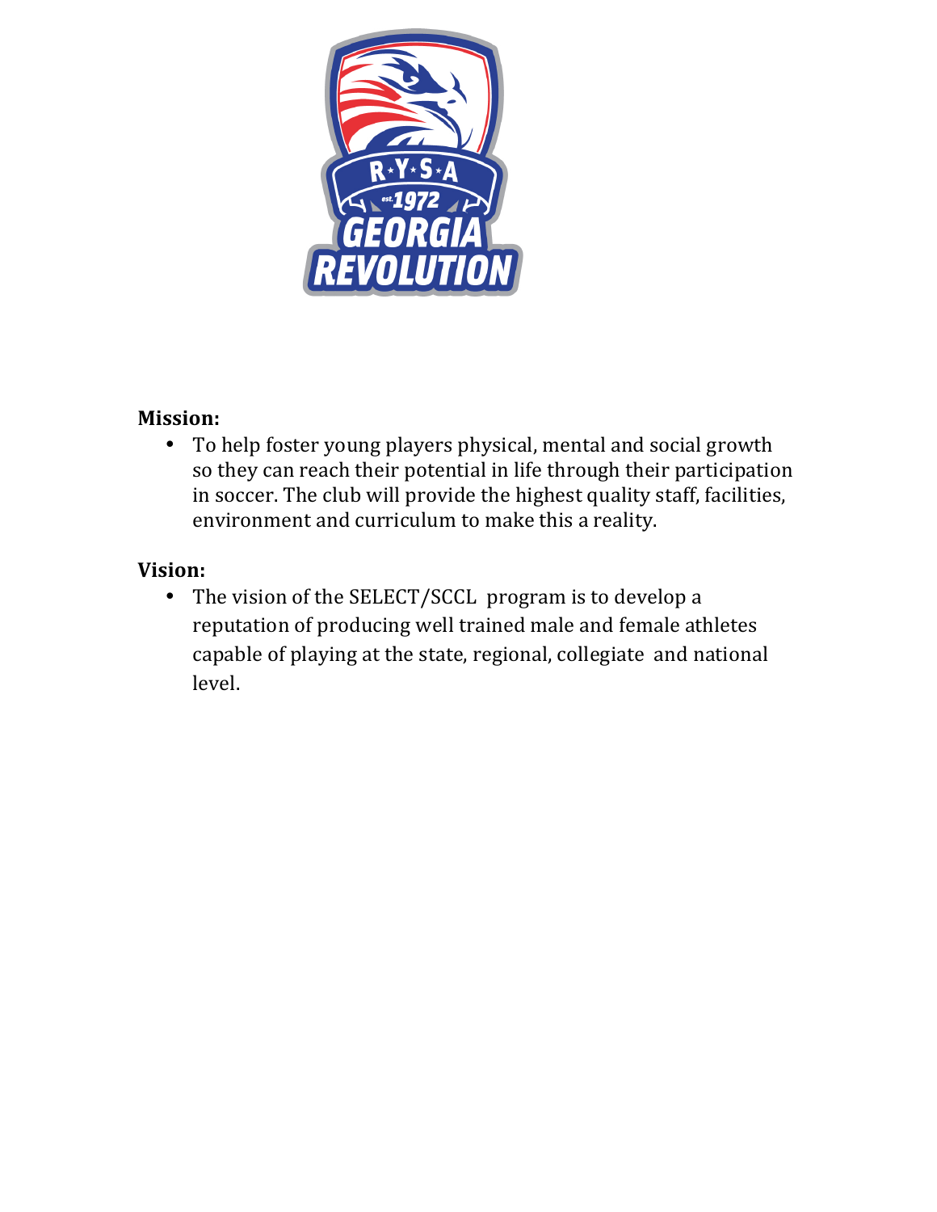**Mission:**

- To help foster young players physical, mental and social growth so they can reach their potential in life through their participation in soccer. The club will provide the highest quality staff, facilities, environment and curriculum to make this a reality.

**Vision:**

- The vision of the SELECT/SCCL program is to develop a reputation of producing well trained male and female athletes capable of playing at the state, regional, collegiate and national level.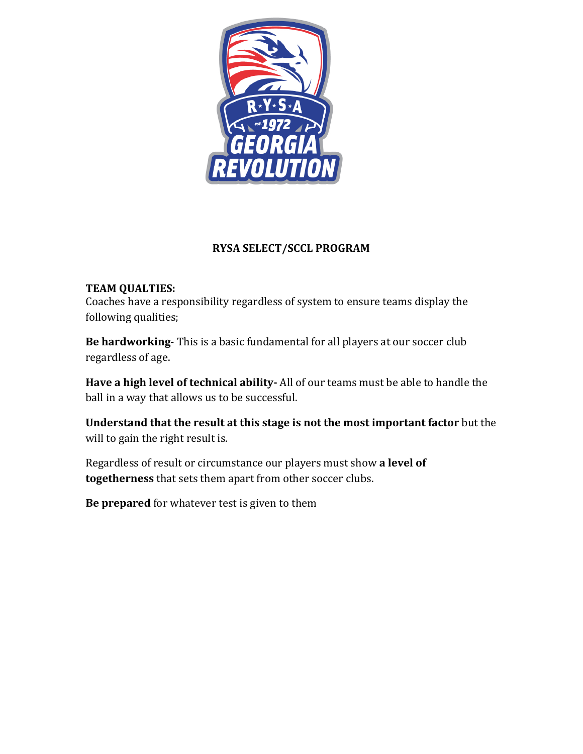## RYSA SELECT/SCCL PROGRAM

**TEAM QUALTIES:**
Coaches have a responsibility regardless of system to ensure teams display the following qualities;

**Be hardworking**- This is a basic fundamental for all players at our soccer club regardless of age.

**Have a high level of technical ability-** All of our teams must be able to handle the ball in a way that allows us to be successful.

**Understand that the result at this stage is not the most important factor** but the will to gain the right result is.

Regardless of result or circumstance our players must show **a level of togetherness** that sets them apart from other soccer clubs.

**Be prepared** for whatever test is given to them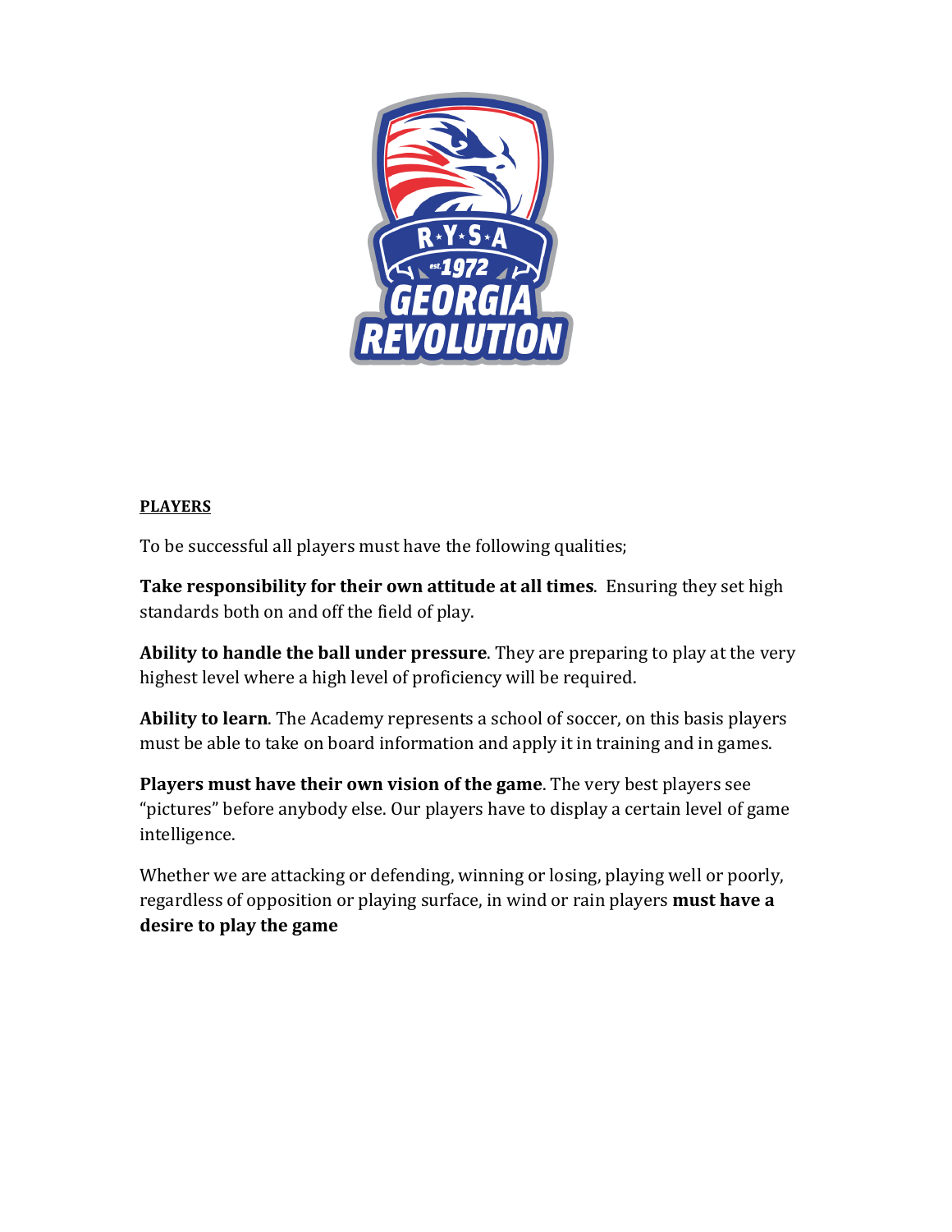**PLAYERS**

To be successful all players must have the following qualities;

**Take responsibility for their own attitude at all times**. Ensuring they set high standards both on and off the field of play.

**Ability to handle the ball under pressure**. They are preparing to play at the very highest level where a high level of proficiency will be required.

**Ability to learn**. The Academy represents a school of soccer, on this basis players must be able to take on board information and apply it in training and in games.

**Players must have their own vision of the game**. The very best players see "pictures" before anybody else. Our players have to display a certain level of game intelligence.

Whether we are attacking or defending, winning or losing, playing well or poorly, regardless of opposition or playing surface, in wind or rain players **must have a desire to play the game**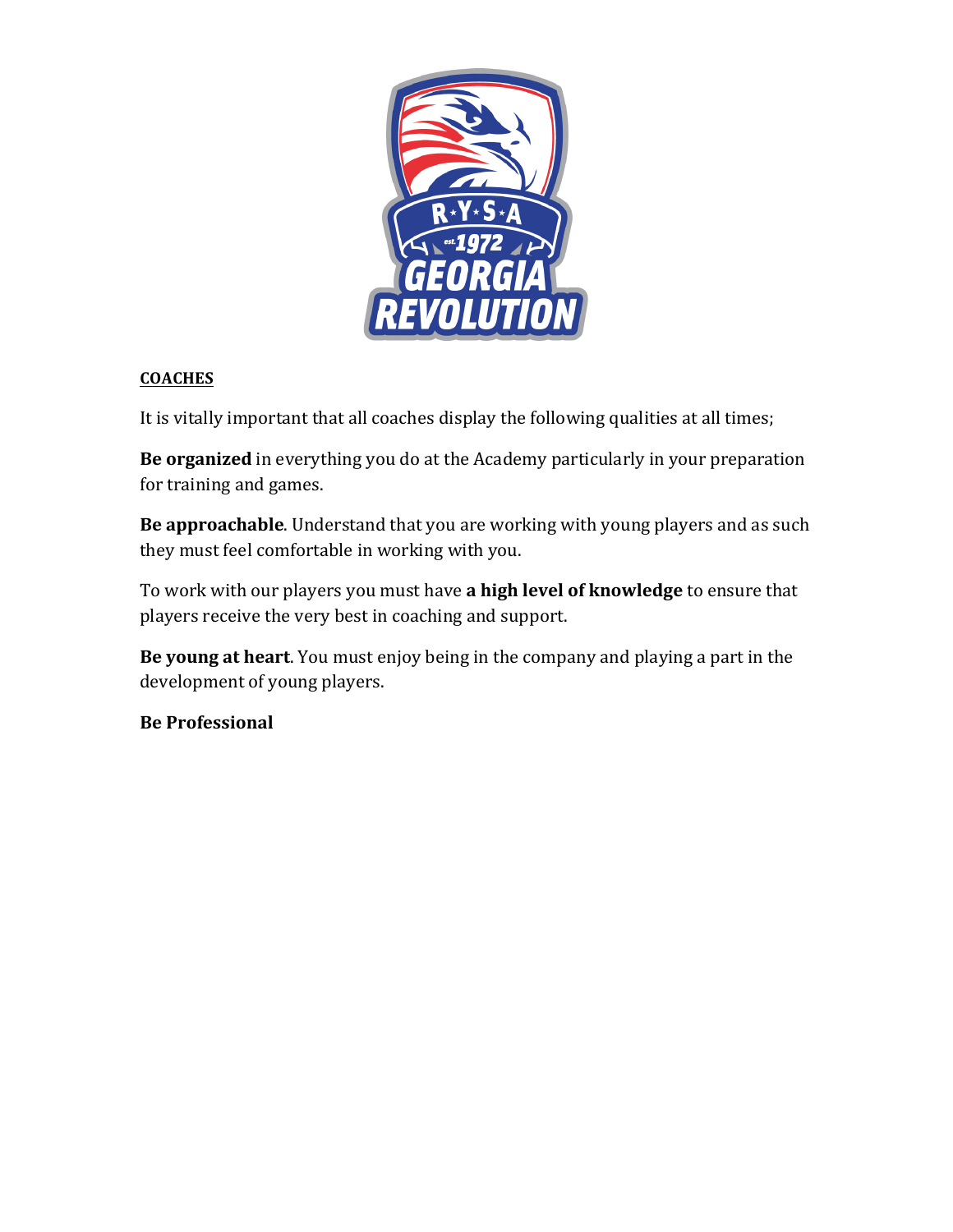**COACHES**

It is vitally important that all coaches display the following qualities at all times;

**Be organized** in everything you do at the Academy particularly in your preparation for training and games.

**Be approachable**. Understand that you are working with young players and as such they must feel comfortable in working with you.

To work with our players you must have **a high level of knowledge** to ensure that players receive the very best in coaching and support.

**Be young at heart**. You must enjoy being in the company and playing a part in the development of young players.

**Be Professional**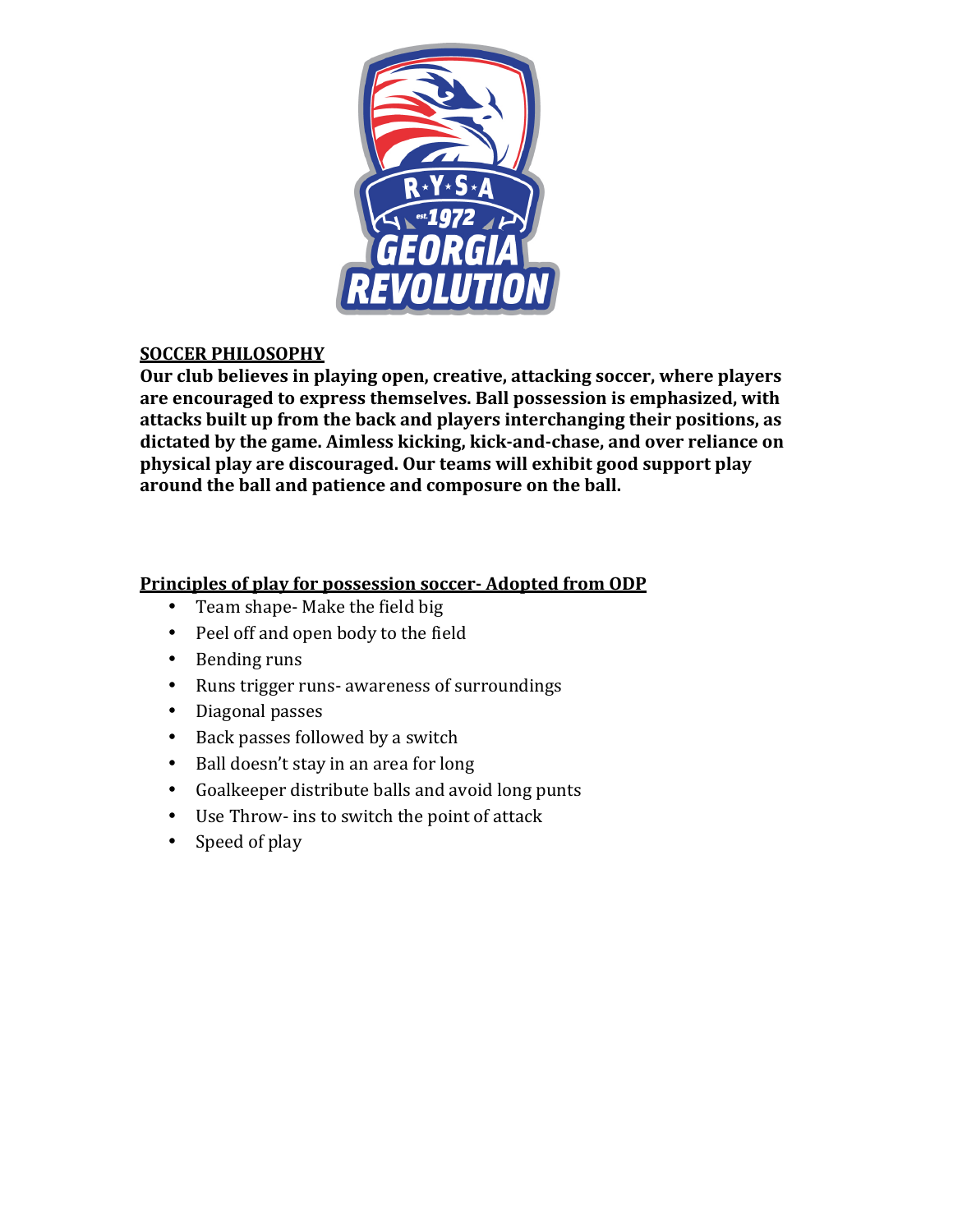## SOCCER PHILOSOPHY

**Our club believes in playing open, creative, attacking soccer, where players are encouraged to express themselves. Ball possession is emphasized, with attacks built up from the back and players interchanging their positions, as dictated by the game. Aimless kicking, kick-and-chase, and over reliance on physical play are discouraged. Our teams will exhibit good support play around the ball and patience and composure on the ball.**

## Principles of play for possession soccer- Adopted from ODP

- Team shape- Make the field big
- Peel off and open body to the field
- Bending runs
- Runs trigger runs- awareness of surroundings
- Diagonal passes
- Back passes followed by a switch
- Ball doesn't stay in an area for long
- Goalkeeper distribute balls and avoid long punts
- Use Throw- ins to switch the point of attack
- Speed of play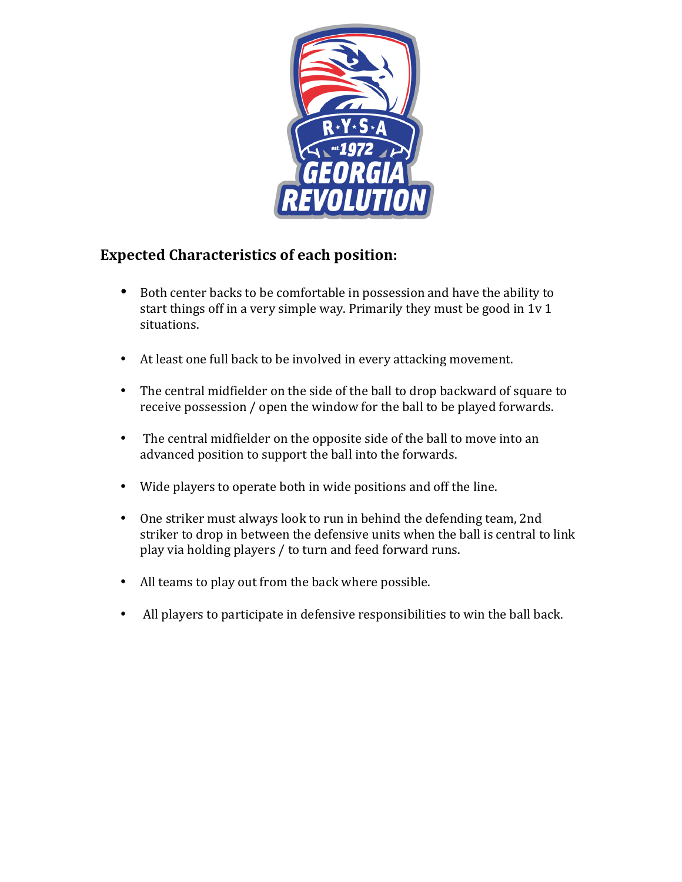**Expected Characteristics of each position:**

- Both center backs to be comfortable in possession and have the ability to start things off in a very simple way. Primarily they must be good in 1v 1 situations.
- At least one full back to be involved in every attacking movement.
- The central midfielder on the side of the ball to drop backward of square to receive possession / open the window for the ball to be played forwards.
- The central midfielder on the opposite side of the ball to move into an advanced position to support the ball into the forwards.
- Wide players to operate both in wide positions and off the line.
- One striker must always look to run in behind the defending team, 2nd striker to drop in between the defensive units when the ball is central to link play via holding players / to turn and feed forward runs.
- All teams to play out from the back where possible.
- All players to participate in defensive responsibilities to win the ball back.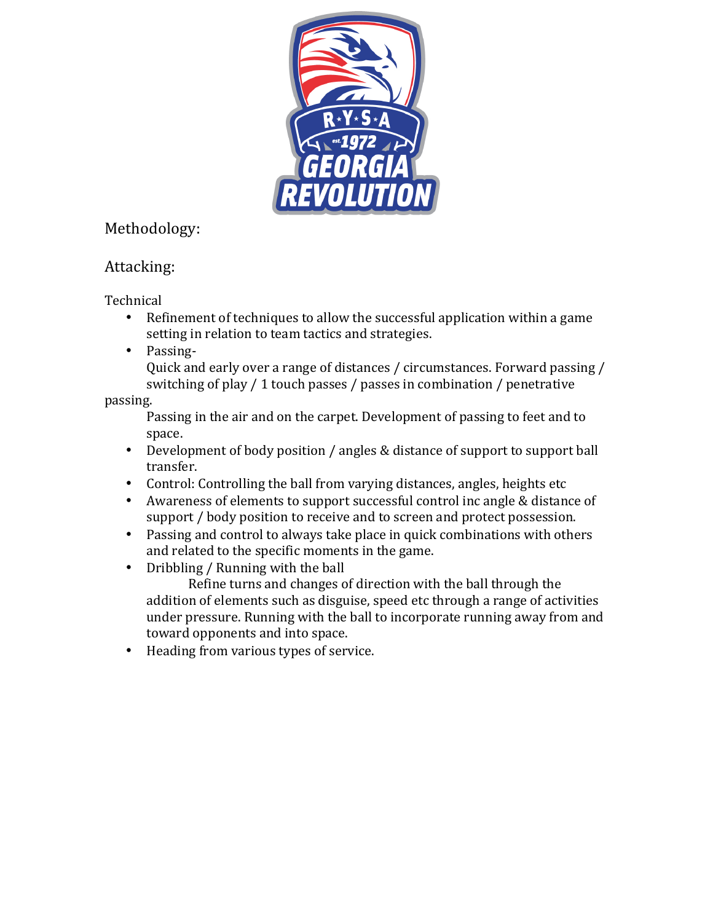Methodology:

Attacking:

Technical

- Refinement of techniques to allow the successful application within a game setting in relation to team tactics and strategies.
- Passing-
  Quick and early over a range of distances / circumstances. Forward passing / switching of play / 1 touch passes / passes in combination / penetrative passing.
  Passing in the air and on the carpet. Development of passing to feet and to space.
- Development of body position / angles & distance of support to support ball transfer.
- Control: Controlling the ball from varying distances, angles, heights etc
- Awareness of elements to support successful control inc angle & distance of support / body position to receive and to screen and protect possession.
- Passing and control to always take place in quick combinations with others and related to the specific moments in the game.
- Dribbling / Running with the ball
  Refine turns and changes of direction with the ball through the addition of elements such as disguise, speed etc through a range of activities under pressure. Running with the ball to incorporate running away from and toward opponents and into space.
- Heading from various types of service.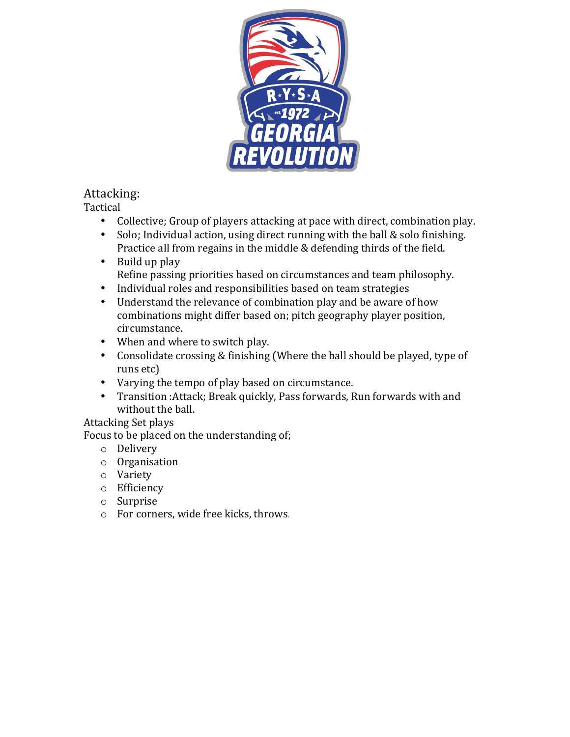## Attacking:

Tactical

- Collective; Group of players attacking at pace with direct, combination play.
- Solo; Individual action, using direct running with the ball & solo finishing. Practice all from regains in the middle & defending thirds of the field.
- Build up play
  Refine passing priorities based on circumstances and team philosophy.
- Individual roles and responsibilities based on team strategies
- Understand the relevance of combination play and be aware of how combinations might differ based on; pitch geography player position, circumstance.
- When and where to switch play.
- Consolidate crossing & finishing (Where the ball should be played, type of runs etc)
- Varying the tempo of play based on circumstance.
- Transition :Attack; Break quickly, Pass forwards, Run forwards with and without the ball.

Attacking Set plays

Focus to be placed on the understanding of;

- Delivery
- Organisation
- Variety
- Efficiency
- Surprise
- For corners, wide free kicks, throws.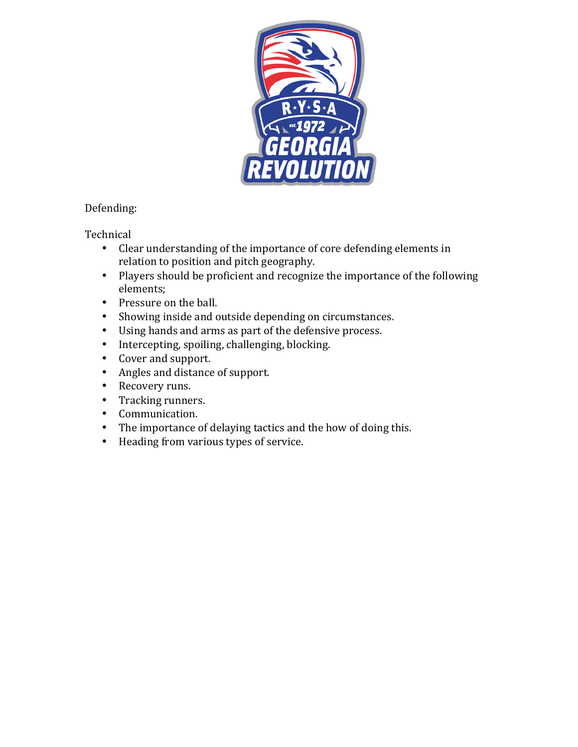Defending:

Technical

- Clear understanding of the importance of core defending elements in relation to position and pitch geography.
- Players should be proficient and recognize the importance of the following elements;
- Pressure on the ball.
- Showing inside and outside depending on circumstances.
- Using hands and arms as part of the defensive process.
- Intercepting, spoiling, challenging, blocking.
- Cover and support.
- Angles and distance of support.
- Recovery runs.
- Tracking runners.
- Communication.
- The importance of delaying tactics and the how of doing this.
- Heading from various types of service.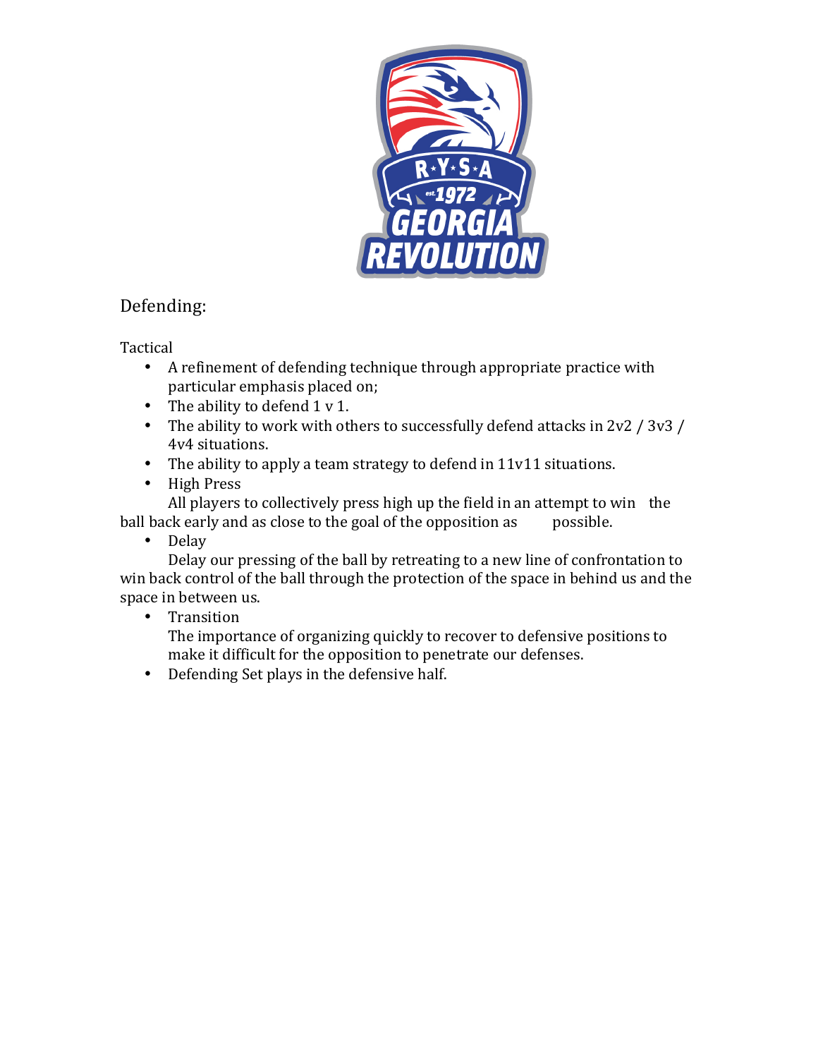## Defending:

Tactical

- A refinement of defending technique through appropriate practice with particular emphasis placed on;
- The ability to defend 1 v 1.
- The ability to work with others to successfully defend attacks in 2v2 / 3v3 / 4v4 situations.
- The ability to apply a team strategy to defend in 11v11 situations.
- High Press

  All players to collectively press high up the field in an attempt to win the ball back early and as close to the goal of the opposition as possible.
- Delay

  Delay our pressing of the ball by retreating to a new line of confrontation to win back control of the ball through the protection of the space in behind us and the space in between us.
- Transition

  The importance of organizing quickly to recover to defensive positions to make it difficult for the opposition to penetrate our defenses.
- Defending Set plays in the defensive half.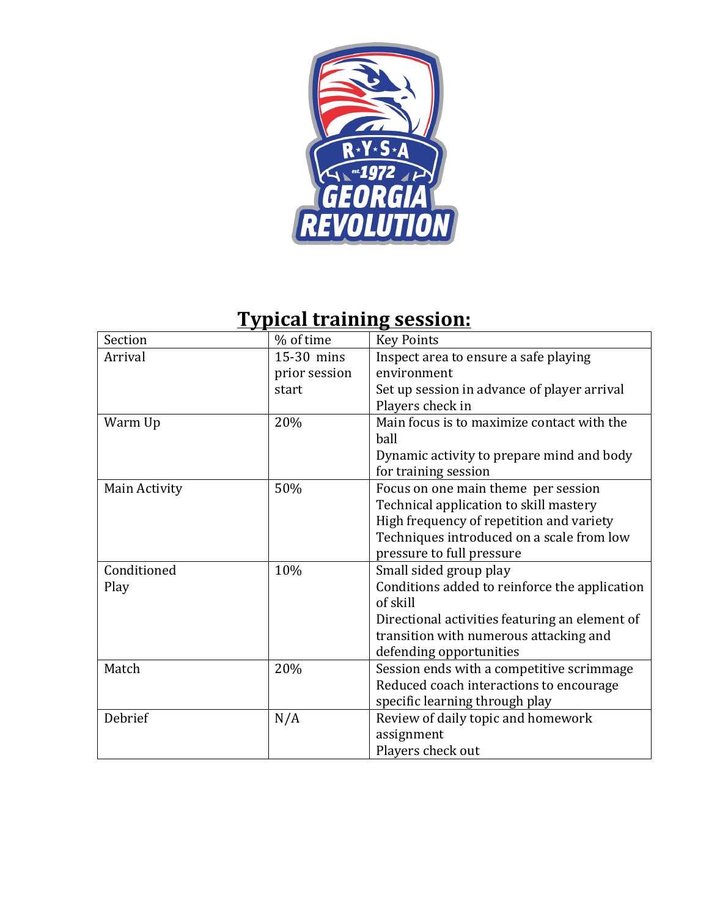# Typical training session:

| Section | % of time | Key Points |
|---|---|---|
| Arrival | 15-30 mins prior session start | Inspect area to ensure a safe playing environment<br>Set up session in advance of player arrival<br>Players check in |
| Warm Up | 20% | Main focus is to maximize contact with the ball<br>Dynamic activity to prepare mind and body for training session |
| Main Activity | 50% | Focus on one main theme per session<br>Technical application to skill mastery<br>High frequency of repetition and variety<br>Techniques introduced on a scale from low pressure to full pressure |
| Conditioned Play | 10% | Small sided group play<br>Conditions added to reinforce the application of skill<br>Directional activities featuring an element of transition with numerous attacking and defending opportunities |
| Match | 20% | Session ends with a competitive scrimmage<br>Reduced coach interactions to encourage specific learning through play |
| Debrief | N/A | Review of daily topic and homework assignment<br>Players check out |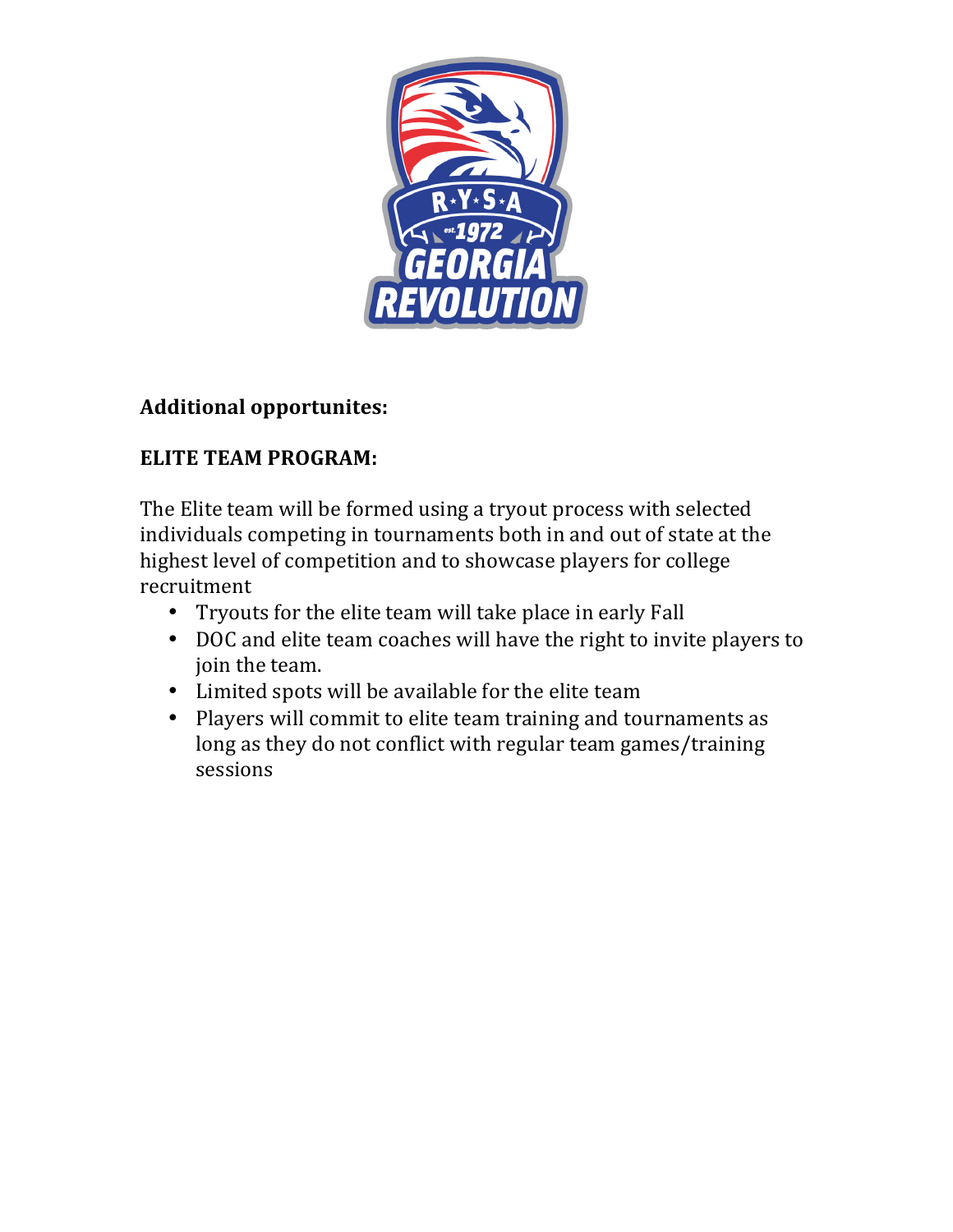**Additional opportunites:**

**ELITE TEAM PROGRAM:**

The Elite team will be formed using a tryout process with selected individuals competing in tournaments both in and out of state at the highest level of competition and to showcase players for college recruitment

- Tryouts for the elite team will take place in early Fall
- DOC and elite team coaches will have the right to invite players to join the team.
- Limited spots will be available for the elite team
- Players will commit to elite team training and tournaments as long as they do not conflict with regular team games/training sessions